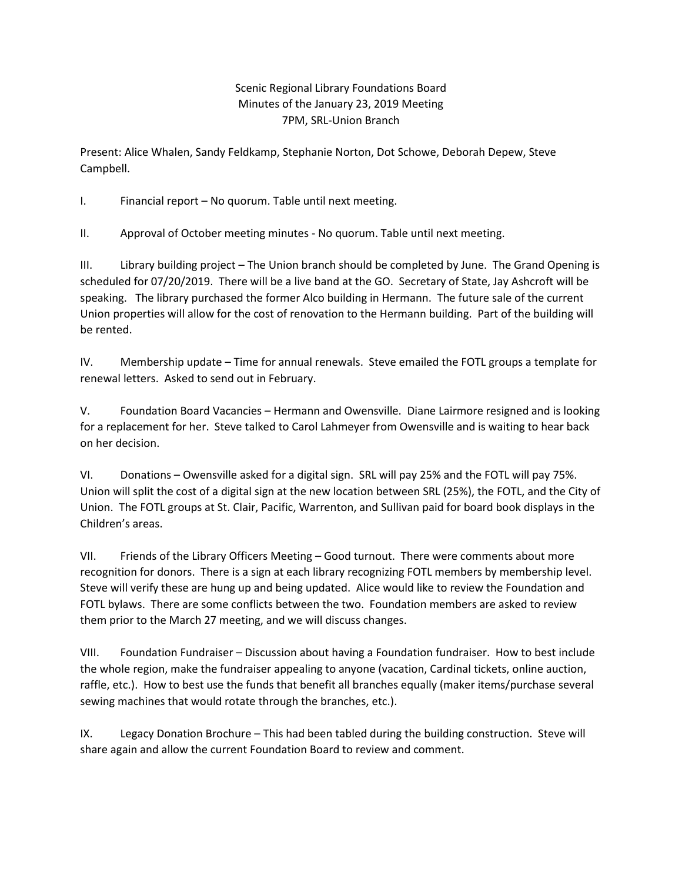Scenic Regional Library Foundations Board
Minutes of the January 23, 2019 Meeting
7PM, SRL-Union Branch

Present: Alice Whalen, Sandy Feldkamp, Stephanie Norton, Dot Schowe, Deborah Depew, Steve Campbell.

I. Financial report – No quorum. Table until next meeting.

II. Approval of October meeting minutes - No quorum. Table until next meeting.

III. Library building project – The Union branch should be completed by June. The Grand Opening is scheduled for 07/20/2019. There will be a live band at the GO. Secretary of State, Jay Ashcroft will be speaking. The library purchased the former Alco building in Hermann. The future sale of the current Union properties will allow for the cost of renovation to the Hermann building. Part of the building will be rented.

IV. Membership update – Time for annual renewals. Steve emailed the FOTL groups a template for renewal letters. Asked to send out in February.

V. Foundation Board Vacancies – Hermann and Owensville. Diane Lairmore resigned and is looking for a replacement for her. Steve talked to Carol Lahmeyer from Owensville and is waiting to hear back on her decision.

VI. Donations – Owensville asked for a digital sign. SRL will pay 25% and the FOTL will pay 75%. Union will split the cost of a digital sign at the new location between SRL (25%), the FOTL, and the City of Union. The FOTL groups at St. Clair, Pacific, Warrenton, and Sullivan paid for board book displays in the Children's areas.

VII. Friends of the Library Officers Meeting – Good turnout. There were comments about more recognition for donors. There is a sign at each library recognizing FOTL members by membership level. Steve will verify these are hung up and being updated. Alice would like to review the Foundation and FOTL bylaws. There are some conflicts between the two. Foundation members are asked to review them prior to the March 27 meeting, and we will discuss changes.

VIII. Foundation Fundraiser – Discussion about having a Foundation fundraiser. How to best include the whole region, make the fundraiser appealing to anyone (vacation, Cardinal tickets, online auction, raffle, etc.). How to best use the funds that benefit all branches equally (maker items/purchase several sewing machines that would rotate through the branches, etc.).

IX. Legacy Donation Brochure – This had been tabled during the building construction. Steve will share again and allow the current Foundation Board to review and comment.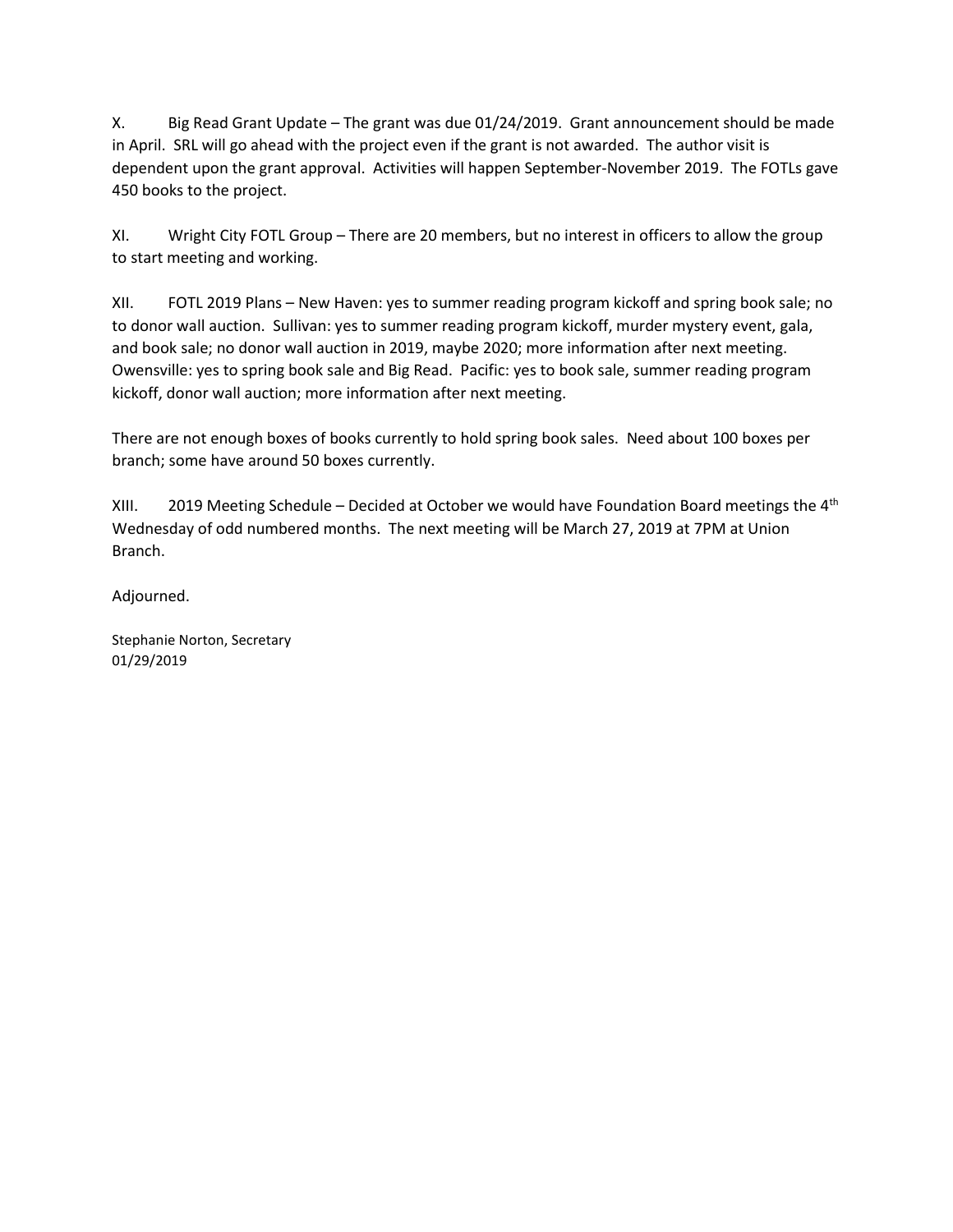X. Big Read Grant Update – The grant was due 01/24/2019. Grant announcement should be made in April. SRL will go ahead with the project even if the grant is not awarded. The author visit is dependent upon the grant approval. Activities will happen September-November 2019. The FOTLs gave 450 books to the project.

XI. Wright City FOTL Group – There are 20 members, but no interest in officers to allow the group to start meeting and working.

XII. FOTL 2019 Plans – New Haven: yes to summer reading program kickoff and spring book sale; no to donor wall auction. Sullivan: yes to summer reading program kickoff, murder mystery event, gala, and book sale; no donor wall auction in 2019, maybe 2020; more information after next meeting. Owensville: yes to spring book sale and Big Read. Pacific: yes to book sale, summer reading program kickoff, donor wall auction; more information after next meeting.

There are not enough boxes of books currently to hold spring book sales. Need about 100 boxes per branch; some have around 50 boxes currently.

XIII. 2019 Meeting Schedule – Decided at October we would have Foundation Board meetings the 4th Wednesday of odd numbered months. The next meeting will be March 27, 2019 at 7PM at Union Branch.

Adjourned.

Stephanie Norton, Secretary
01/29/2019